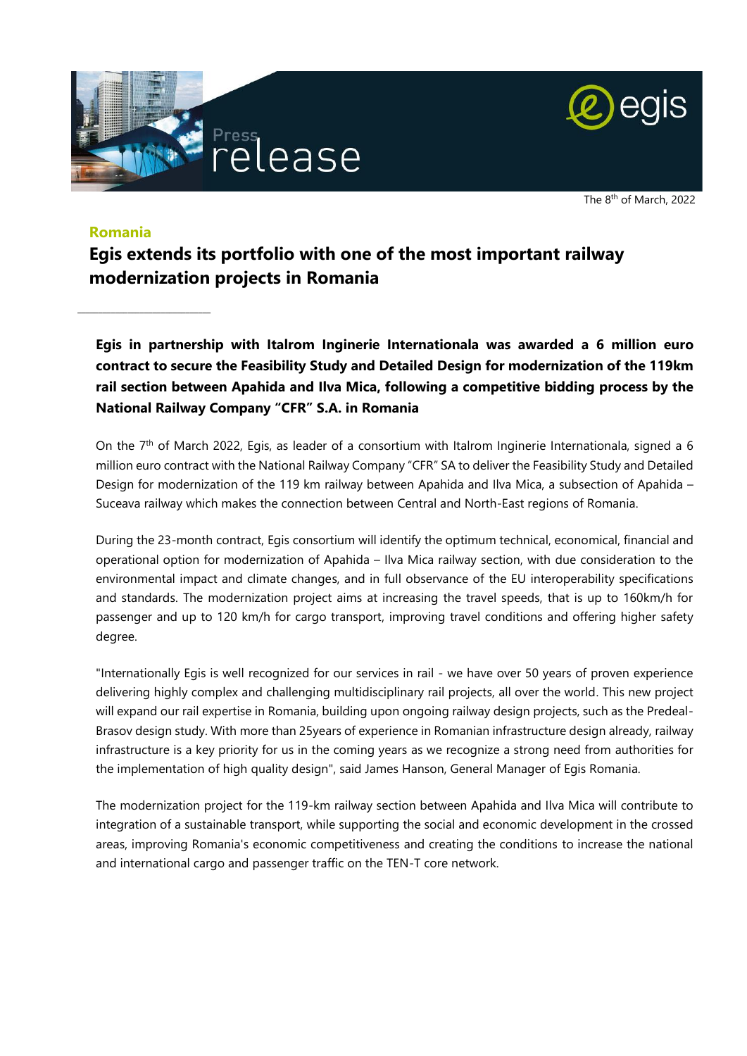Press release

The 8th of March, 2022

**Romania**

# Egis extends its portfolio with one of the most important railway modernization projects in Romania

**Egis in partnership with Italrom Inginerie Internationala was awarded a 6 million euro contract to secure the Feasibility Study and Detailed Design for modernization of the 119km rail section between Apahida and Ilva Mica, following a competitive bidding process by the National Railway Company "CFR" S.A. in Romania**

On the 7th of March 2022, Egis, as leader of a consortium with Italrom Inginerie Internationala, signed a 6 million euro contract with the National Railway Company "CFR" SA to deliver the Feasibility Study and Detailed Design for modernization of the 119 km railway between Apahida and Ilva Mica, a subsection of Apahida – Suceava railway which makes the connection between Central and North-East regions of Romania.

During the 23-month contract, Egis consortium will identify the optimum technical, economical, financial and operational option for modernization of Apahida – Ilva Mica railway section, with due consideration to the environmental impact and climate changes, and in full observance of the EU interoperability specifications and standards. The modernization project aims at increasing the travel speeds, that is up to 160km/h for passenger and up to 120 km/h for cargo transport, improving travel conditions and offering higher safety degree.

"Internationally Egis is well recognized for our services in rail - we have over 50 years of proven experience delivering highly complex and challenging multidisciplinary rail projects, all over the world. This new project will expand our rail expertise in Romania, building upon ongoing railway design projects, such as the Predeal-Brasov design study. With more than 25years of experience in Romanian infrastructure design already, railway infrastructure is a key priority for us in the coming years as we recognize a strong need from authorities for the implementation of high quality design", said James Hanson, General Manager of Egis Romania.

The modernization project for the 119-km railway section between Apahida and Ilva Mica will contribute to integration of a sustainable transport, while supporting the social and economic development in the crossed areas, improving Romania's economic competitiveness and creating the conditions to increase the national and international cargo and passenger traffic on the TEN-T core network.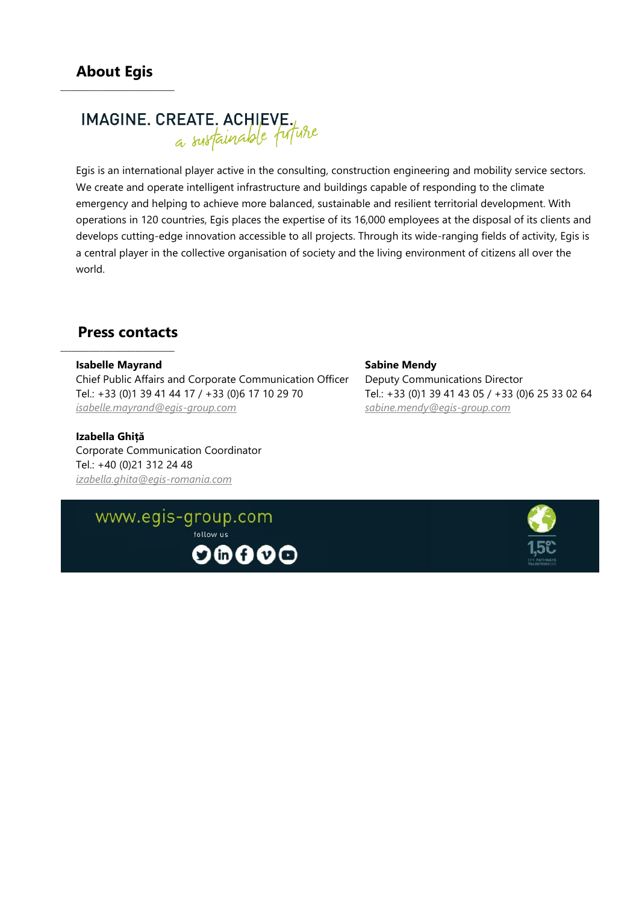## About Egis

IMAGINE. CREATE. ACHIEVE.
a sustainable future

Egis is an international player active in the consulting, construction engineering and mobility service sectors. We create and operate intelligent infrastructure and buildings capable of responding to the climate emergency and helping to achieve more balanced, sustainable and resilient territorial development. With operations in 120 countries, Egis places the expertise of its 16,000 employees at the disposal of its clients and develops cutting-edge innovation accessible to all projects. Through its wide-ranging fields of activity, Egis is a central player in the collective organisation of society and the living environment of citizens all over the world.

## Press contacts

**Isabelle Mayrand**
Chief Public Affairs and Corporate Communication Officer
Tel.: +33 (0)1 39 41 44 17 / +33 (0)6 17 10 29 70
*isabelle.mayrand@egis-group.com*

**Sabine Mendy**
Deputy Communications Director
Tel.: +33 (0)1 39 41 43 05 / +33 (0)6 25 33 02 64
*sabine.mendy@egis-group.com*

**Izabella Ghiță**
Corporate Communication Coordinator
Tel.: +40 (0)21 312 24 48
*izabella.ghita@egis-romania.com*

www.egis-group.com
follow us